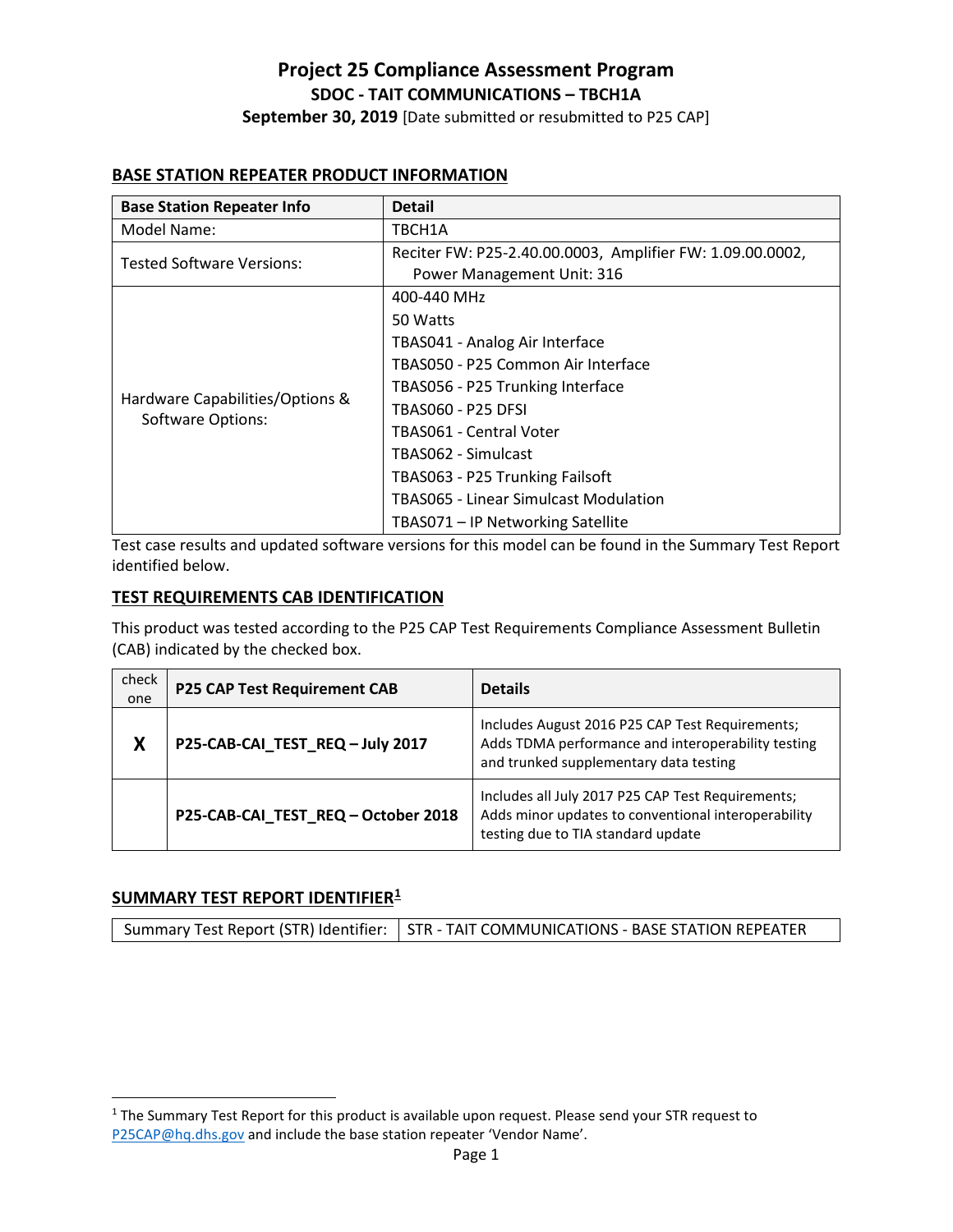# Project 25 Compliance Assessment Program

## SDOC - TAIT COMMUNICATIONS – TBCH1A

**September 30, 2019** [Date submitted or resubmitted to P25 CAP]

## BASE STATION REPEATER PRODUCT INFORMATION

| Base Station Repeater Info | Detail |
|---|---|
| Model Name: | TBCH1A |
| Tested Software Versions: | Reciter FW: P25-2.40.00.0003, Amplifier FW: 1.09.00.0002, Power Management Unit: 316 |
| Hardware Capabilities/Options & Software Options: | 400-440 MHz<br>50 Watts<br>TBAS041 - Analog Air Interface<br>TBAS050 - P25 Common Air Interface<br>TBAS056 - P25 Trunking Interface<br>TBAS060 - P25 DFSI<br>TBAS061 - Central Voter<br>TBAS062 - Simulcast<br>TBAS063 - P25 Trunking Failsoft<br>TBAS065 - Linear Simulcast Modulation<br>TBAS071 – IP Networking Satellite |

Test case results and updated software versions for this model can be found in the Summary Test Report identified below.

## TEST REQUIREMENTS CAB IDENTIFICATION

This product was tested according to the P25 CAP Test Requirements Compliance Assessment Bulletin (CAB) indicated by the checked box.

| check one | P25 CAP Test Requirement CAB | Details |
|---|---|---|
| **X** | **P25-CAB-CAI_TEST_REQ – July 2017** | Includes August 2016 P25 CAP Test Requirements; Adds TDMA performance and interoperability testing and trunked supplementary data testing |
| | **P25-CAB-CAI_TEST_REQ – October 2018** | Includes all July 2017 P25 CAP Test Requirements; Adds minor updates to conventional interoperability testing due to TIA standard update |

## SUMMARY TEST REPORT IDENTIFIER[1]

| Summary Test Report (STR) Identifier: | STR - TAIT COMMUNICATIONS - BASE STATION REPEATER |
|---|---|

[1] The Summary Test Report for this product is available upon request. Please send your STR request to P25CAP@hq.dhs.gov and include the base station repeater 'Vendor Name'.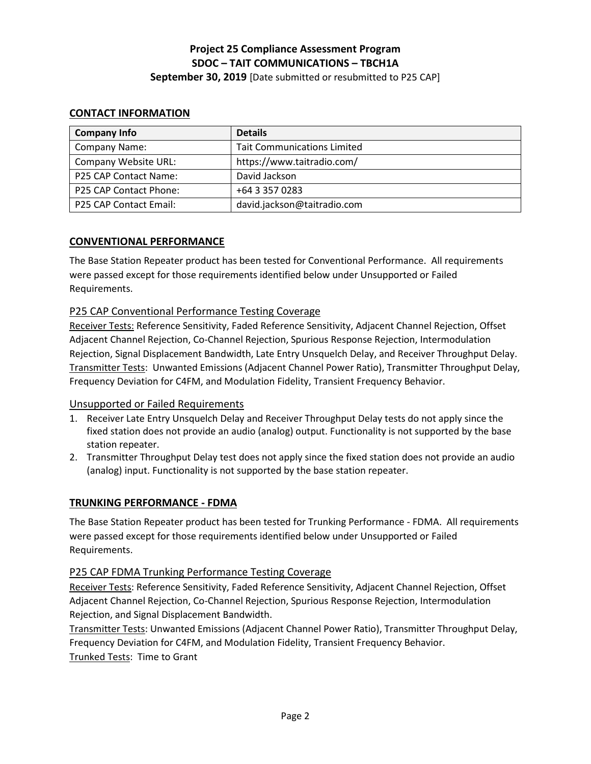**Project 25 Compliance Assessment Program**
**SDOC – TAIT COMMUNICATIONS – TBCH1A**
**September 30, 2019** [Date submitted or resubmitted to P25 CAP]

## CONTACT INFORMATION

| Company Info | Details |
|---|---|
| Company Name: | Tait Communications Limited |
| Company Website URL: | https://www.taitradio.com/ |
| P25 CAP Contact Name: | David Jackson |
| P25 CAP Contact Phone: | +64 3 357 0283 |
| P25 CAP Contact Email: | david.jackson@taitradio.com |

## CONVENTIONAL PERFORMANCE

The Base Station Repeater product has been tested for Conventional Performance. All requirements were passed except for those requirements identified below under Unsupported or Failed Requirements.

### P25 CAP Conventional Performance Testing Coverage

Receiver Tests: Reference Sensitivity, Faded Reference Sensitivity, Adjacent Channel Rejection, Offset Adjacent Channel Rejection, Co-Channel Rejection, Spurious Response Rejection, Intermodulation Rejection, Signal Displacement Bandwidth, Late Entry Unsquelch Delay, and Receiver Throughput Delay.
Transmitter Tests: Unwanted Emissions (Adjacent Channel Power Ratio), Transmitter Throughput Delay, Frequency Deviation for C4FM, and Modulation Fidelity, Transient Frequency Behavior.

### Unsupported or Failed Requirements

1. Receiver Late Entry Unsquelch Delay and Receiver Throughput Delay tests do not apply since the fixed station does not provide an audio (analog) output. Functionality is not supported by the base station repeater.
2. Transmitter Throughput Delay test does not apply since the fixed station does not provide an audio (analog) input. Functionality is not supported by the base station repeater.

## TRUNKING PERFORMANCE - FDMA

The Base Station Repeater product has been tested for Trunking Performance - FDMA. All requirements were passed except for those requirements identified below under Unsupported or Failed Requirements.

### P25 CAP FDMA Trunking Performance Testing Coverage

Receiver Tests: Reference Sensitivity, Faded Reference Sensitivity, Adjacent Channel Rejection, Offset Adjacent Channel Rejection, Co-Channel Rejection, Spurious Response Rejection, Intermodulation Rejection, and Signal Displacement Bandwidth.
Transmitter Tests: Unwanted Emissions (Adjacent Channel Power Ratio), Transmitter Throughput Delay, Frequency Deviation for C4FM, and Modulation Fidelity, Transient Frequency Behavior.
Trunked Tests: Time to Grant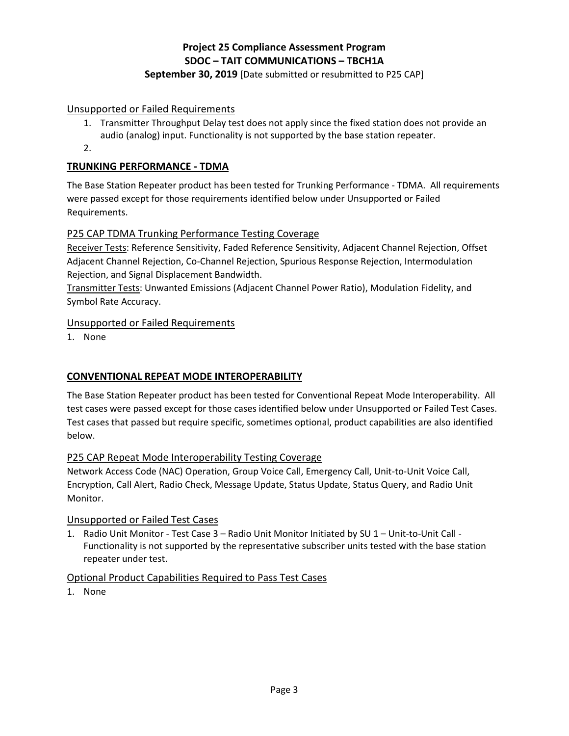### Unsupported or Failed Requirements

1. Transmitter Throughput Delay test does not apply since the fixed station does not provide an audio (analog) input. Functionality is not supported by the base station repeater.
2.

## TRUNKING PERFORMANCE - TDMA

The Base Station Repeater product has been tested for Trunking Performance - TDMA. All requirements were passed except for those requirements identified below under Unsupported or Failed Requirements.

### P25 CAP TDMA Trunking Performance Testing Coverage

Receiver Tests: Reference Sensitivity, Faded Reference Sensitivity, Adjacent Channel Rejection, Offset Adjacent Channel Rejection, Co-Channel Rejection, Spurious Response Rejection, Intermodulation Rejection, and Signal Displacement Bandwidth.

Transmitter Tests: Unwanted Emissions (Adjacent Channel Power Ratio), Modulation Fidelity, and Symbol Rate Accuracy.

### Unsupported or Failed Requirements

1. None

## CONVENTIONAL REPEAT MODE INTEROPERABILITY

The Base Station Repeater product has been tested for Conventional Repeat Mode Interoperability. All test cases were passed except for those cases identified below under Unsupported or Failed Test Cases. Test cases that passed but require specific, sometimes optional, product capabilities are also identified below.

### P25 CAP Repeat Mode Interoperability Testing Coverage

Network Access Code (NAC) Operation, Group Voice Call, Emergency Call, Unit-to-Unit Voice Call, Encryption, Call Alert, Radio Check, Message Update, Status Update, Status Query, and Radio Unit Monitor.

### Unsupported or Failed Test Cases

1. Radio Unit Monitor - Test Case 3 – Radio Unit Monitor Initiated by SU 1 – Unit-to-Unit Call - Functionality is not supported by the representative subscriber units tested with the base station repeater under test.

### Optional Product Capabilities Required to Pass Test Cases

1. None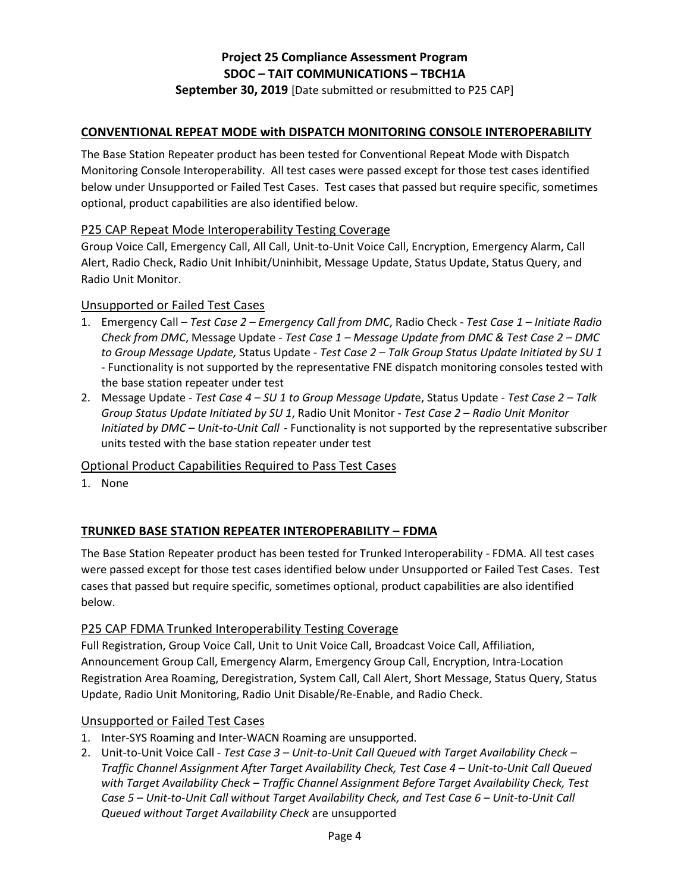## CONVENTIONAL REPEAT MODE with DISPATCH MONITORING CONSOLE INTEROPERABILITY

The Base Station Repeater product has been tested for Conventional Repeat Mode with Dispatch Monitoring Console Interoperability. All test cases were passed except for those test cases identified below under Unsupported or Failed Test Cases. Test cases that passed but require specific, sometimes optional, product capabilities are also identified below.

### P25 CAP Repeat Mode Interoperability Testing Coverage

Group Voice Call, Emergency Call, All Call, Unit-to-Unit Voice Call, Encryption, Emergency Alarm, Call Alert, Radio Check, Radio Unit Inhibit/Uninhibit, Message Update, Status Update, Status Query, and Radio Unit Monitor.

### Unsupported or Failed Test Cases

1. Emergency Call – *Test Case 2 – Emergency Call from DMC*, Radio Check - *Test Case 1 – Initiate Radio Check from DMC*, Message Update - *Test Case 1 – Message Update from DMC & Test Case 2 – DMC to Group Message Update,* Status Update - *Test Case 2 – Talk Group Status Update Initiated by SU 1* - Functionality is not supported by the representative FNE dispatch monitoring consoles tested with the base station repeater under test
2. Message Update - *Test Case 4 – SU 1 to Group Message Update*, Status Update - *Test Case 2 – Talk Group Status Update Initiated by SU 1*, Radio Unit Monitor - *Test Case 2 – Radio Unit Monitor Initiated by DMC – Unit-to-Unit Call* - Functionality is not supported by the representative subscriber units tested with the base station repeater under test

### Optional Product Capabilities Required to Pass Test Cases

1. None

## TRUNKED BASE STATION REPEATER INTEROPERABILITY – FDMA

The Base Station Repeater product has been tested for Trunked Interoperability - FDMA. All test cases were passed except for those test cases identified below under Unsupported or Failed Test Cases. Test cases that passed but require specific, sometimes optional, product capabilities are also identified below.

### P25 CAP FDMA Trunked Interoperability Testing Coverage

Full Registration, Group Voice Call, Unit to Unit Voice Call, Broadcast Voice Call, Affiliation, Announcement Group Call, Emergency Alarm, Emergency Group Call, Encryption, Intra-Location Registration Area Roaming, Deregistration, System Call, Call Alert, Short Message, Status Query, Status Update, Radio Unit Monitoring, Radio Unit Disable/Re-Enable, and Radio Check.

### Unsupported or Failed Test Cases

1. Inter-SYS Roaming and Inter-WACN Roaming are unsupported.
2. Unit-to-Unit Voice Call - *Test Case 3 – Unit-to-Unit Call Queued with Target Availability Check – Traffic Channel Assignment After Target Availability Check, Test Case 4 – Unit-to-Unit Call Queued with Target Availability Check – Traffic Channel Assignment Before Target Availability Check, Test Case 5 – Unit-to-Unit Call without Target Availability Check, and Test Case 6 – Unit-to-Unit Call Queued without Target Availability Check* are unsupported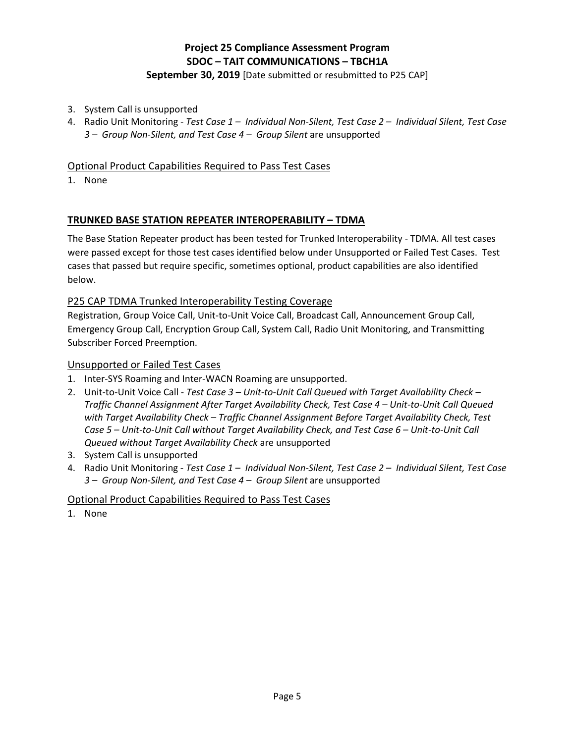3. System Call is unsupported
4. Radio Unit Monitoring - *Test Case 1 – Individual Non-Silent, Test Case 2 – Individual Silent, Test Case 3 – Group Non-Silent, and Test Case 4 – Group Silent* are unsupported

### Optional Product Capabilities Required to Pass Test Cases

1. None

## TRUNKED BASE STATION REPEATER INTEROPERABILITY – TDMA

The Base Station Repeater product has been tested for Trunked Interoperability - TDMA. All test cases were passed except for those test cases identified below under Unsupported or Failed Test Cases. Test cases that passed but require specific, sometimes optional, product capabilities are also identified below.

### P25 CAP TDMA Trunked Interoperability Testing Coverage

Registration, Group Voice Call, Unit-to-Unit Voice Call, Broadcast Call, Announcement Group Call, Emergency Group Call, Encryption Group Call, System Call, Radio Unit Monitoring, and Transmitting Subscriber Forced Preemption.

### Unsupported or Failed Test Cases

1. Inter-SYS Roaming and Inter-WACN Roaming are unsupported.
2. Unit-to-Unit Voice Call - *Test Case 3 – Unit-to-Unit Call Queued with Target Availability Check – Traffic Channel Assignment After Target Availability Check, Test Case 4 – Unit-to-Unit Call Queued with Target Availability Check – Traffic Channel Assignment Before Target Availability Check, Test Case 5 – Unit-to-Unit Call without Target Availability Check, and Test Case 6 – Unit-to-Unit Call Queued without Target Availability Check* are unsupported
3. System Call is unsupported
4. Radio Unit Monitoring - *Test Case 1 – Individual Non-Silent, Test Case 2 – Individual Silent, Test Case 3 – Group Non-Silent, and Test Case 4 – Group Silent* are unsupported

### Optional Product Capabilities Required to Pass Test Cases

1. None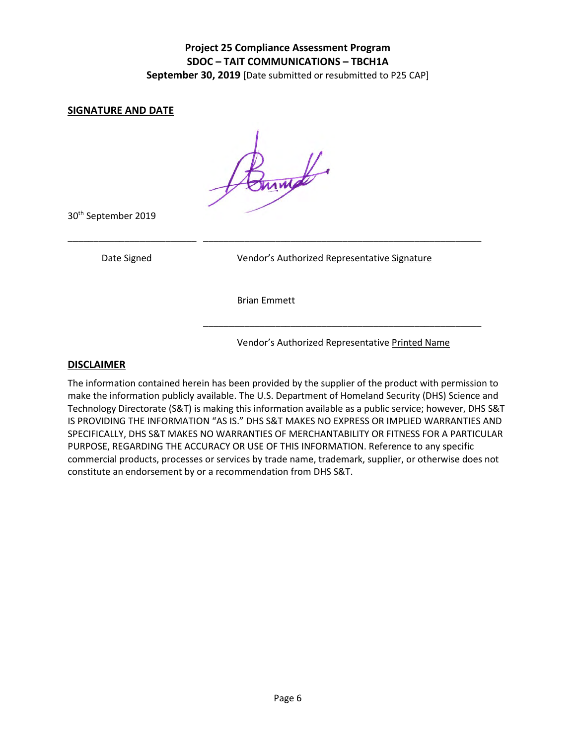**Project 25 Compliance Assessment Program**
**SDOC – TAIT COMMUNICATIONS – TBCH1A**
**September 30, 2019** [Date submitted or resubmitted to P25 CAP]

**SIGNATURE AND DATE**

30th September 2019

________________________ ________________________________________________

Date Signed Vendor's Authorized Representative Signature

Brian Emmett

________________________________________________

Vendor's Authorized Representative Printed Name

**DISCLAIMER**

The information contained herein has been provided by the supplier of the product with permission to make the information publicly available. The U.S. Department of Homeland Security (DHS) Science and Technology Directorate (S&T) is making this information available as a public service; however, DHS S&T IS PROVIDING THE INFORMATION "AS IS." DHS S&T MAKES NO EXPRESS OR IMPLIED WARRANTIES AND SPECIFICALLY, DHS S&T MAKES NO WARRANTIES OF MERCHANTABILITY OR FITNESS FOR A PARTICULAR PURPOSE, REGARDING THE ACCURACY OR USE OF THIS INFORMATION. Reference to any specific commercial products, processes or services by trade name, trademark, supplier, or otherwise does not constitute an endorsement by or a recommendation from DHS S&T.